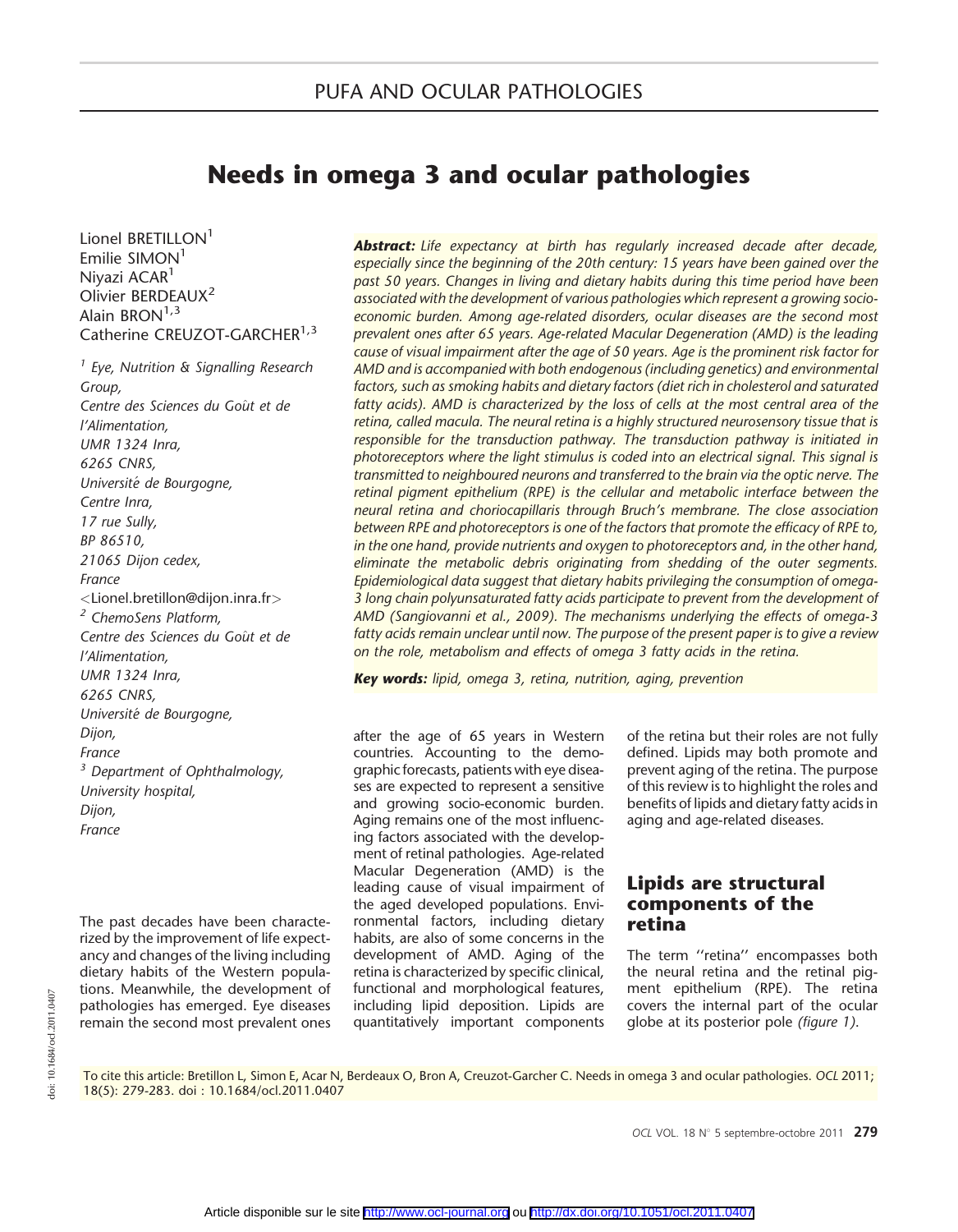PUFA AND OCULAR PATHOLOGIES

# Needs in omega 3 and ocular pathologies

Lionel BRETILLON[1]
Emilie SIMON[1]
Niyazi ACAR[1]
Olivier BERDEAUX[2]
Alain BRON[1,3]
Catherine CREUZOT-GARCHER[1,3]

[1] *Eye, Nutrition & Signalling Research Group, Centre des Sciences du Goût et de l'Alimentation, UMR 1324 Inra, 6265 CNRS, Université de Bourgogne, Centre Inra, 17 rue Sully, BP 86510, 21065 Dijon cedex, France*
*<Lionel.bretillon@dijon.inra.fr>*
[2] *ChemoSens Platform, Centre des Sciences du Goût et de l'Alimentation, UMR 1324 Inra, 6265 CNRS, Université de Bourgogne, Dijon, France*
[3] *Department of Ophthalmology, University hospital, Dijon, France*

***Abstract:*** *Life expectancy at birth has regularly increased decade after decade, especially since the beginning of the 20th century: 15 years have been gained over the past 50 years. Changes in living and dietary habits during this time period have been associated with the development of various pathologies which represent a growing socio-economic burden. Among age-related disorders, ocular diseases are the second most prevalent ones after 65 years. Age-related Macular Degeneration (AMD) is the leading cause of visual impairment after the age of 50 years. Age is the prominent risk factor for AMD and is accompanied with both endogenous (including genetics) and environmental factors, such as smoking habits and dietary factors (diet rich in cholesterol and saturated fatty acids). AMD is characterized by the loss of cells at the most central area of the retina, called macula. The neural retina is a highly structured neurosensory tissue that is responsible for the transduction pathway. The transduction pathway is initiated in photoreceptors where the light stimulus is coded into an electrical signal. This signal is transmitted to neighboured neurons and transferred to the brain via the optic nerve. The retinal pigment epithelium (RPE) is the cellular and metabolic interface between the neural retina and choriocapillaris through Bruch's membrane. The close association between RPE and photoreceptors is one of the factors that promote the efficacy of RPE to, in the one hand, provide nutrients and oxygen to photoreceptors and, in the other hand, eliminate the metabolic debris originating from shedding of the outer segments. Epidemiological data suggest that dietary habits privileging the consumption of omega-3 long chain polyunsaturated fatty acids participate to prevent from the development of AMD (Sangiovanni et al., 2009). The mechanisms underlying the effects of omega-3 fatty acids remain unclear until now. The purpose of the present paper is to give a review on the role, metabolism and effects of omega 3 fatty acids in the retina.*

***Key words:*** *lipid, omega 3, retina, nutrition, aging, prevention*

The past decades have been characterized by the improvement of life expectancy and changes of the living including dietary habits of the Western populations. Meanwhile, the development of pathologies has emerged. Eye diseases remain the second most prevalent ones after the age of 65 years in Western countries. Accounting to the demographic forecasts, patients with eye diseases are expected to represent a sensitive and growing socio-economic burden. Aging remains one of the most influencing factors associated with the development of retinal pathologies. Age-related Macular Degeneration (AMD) is the leading cause of visual impairment of the aged developed populations. Environmental factors, including dietary habits, are also of some concerns in the development of AMD. Aging of the retina is characterized by specific clinical, functional and morphological features, including lipid deposition. Lipids are quantitatively important components of the retina but their roles are not fully defined. Lipids may both promote and prevent aging of the retina. The purpose of this review is to highlight the roles and benefits of lipids and dietary fatty acids in aging and age-related diseases.

## Lipids are structural components of the retina

The term "retina" encompasses both the neural retina and the retinal pigment epithelium (RPE). The retina covers the internal part of the ocular globe at its posterior pole *(figure 1)*.

To cite this article: Bretillon L, Simon E, Acar N, Berdeaux O, Bron A, Creuzot-Garcher C. Needs in omega 3 and ocular pathologies. *OCL* 2011; 18(5): 279-283. doi : 10.1684/ocl.2011.0407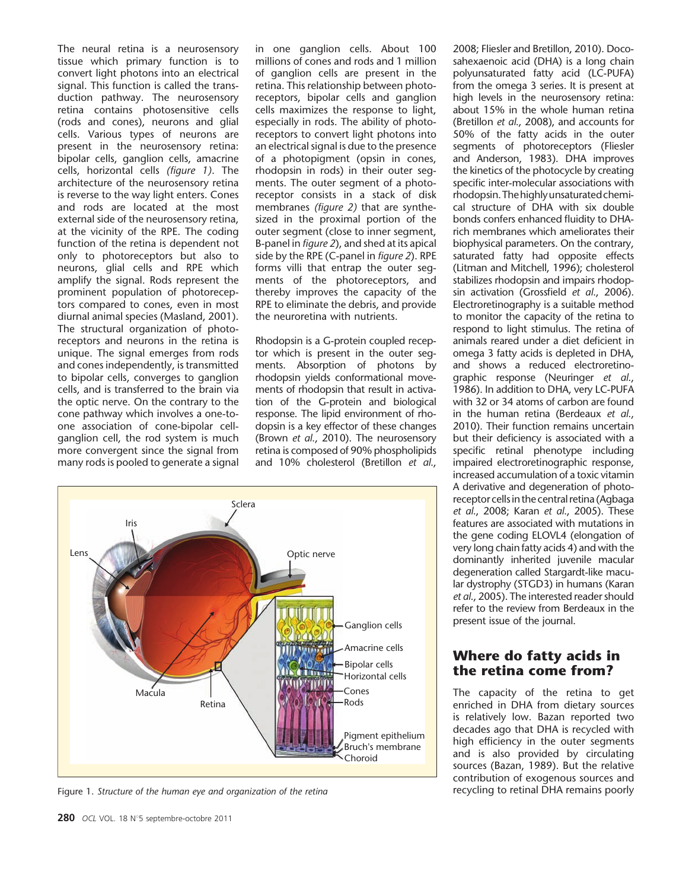The neural retina is a neurosensory tissue which primary function is to convert light photons into an electrical signal. This function is called the transduction pathway. The neurosensory retina contains photosensitive cells (rods and cones), neurons and glial cells. Various types of neurons are present in the neurosensory retina: bipolar cells, ganglion cells, amacrine cells, horizontal cells *(figure 1)*. The architecture of the neurosensory retina is reverse to the way light enters. Cones and rods are located at the most external side of the neurosensory retina, at the vicinity of the RPE. The coding function of the retina is dependent not only to photoreceptors but also to neurons, glial cells and RPE which amplify the signal. Rods represent the prominent population of photoreceptors compared to cones, even in most diurnal animal species (Masland, 2001). The structural organization of photoreceptors and neurons in the retina is unique. The signal emerges from rods and cones independently, is transmitted to bipolar cells, converges to ganglion cells, and is transferred to the brain via the optic nerve. On the contrary to the cone pathway which involves a one-to-one association of cone-bipolar cell-ganglion cell, the rod system is much more convergent since the signal from many rods is pooled to generate a signal in one ganglion cells. About 100 millions of cones and rods and 1 million of ganglion cells are present in the retina. This relationship between photoreceptors, bipolar cells and ganglion cells maximizes the response to light, especially in rods. The ability of photoreceptors to convert light photons into an electrical signal is due to the presence of a photopigment (opsin in cones, rhodopsin in rods) in their outer segments. The outer segment of a photoreceptor consists in a stack of disk membranes *(figure 2)* that are synthesized in the proximal portion of the outer segment (close to inner segment, B-panel in *figure 2*), and shed at its apical side by the RPE (C-panel in *figure 2*). RPE forms villi that entrap the outer segments of the photoreceptors, and thereby improves the capacity of the RPE to eliminate the debris, and provide the neuroretina with nutrients.

Rhodopsin is a G-protein coupled receptor which is present in the outer segments. Absorption of photons by rhodopsin yields conformational movements of rhodopsin that result in activation of the G-protein and biological response. The lipid environment of rhodopsin is a key effector of these changes (Brown *et al.*, 2010). The neurosensory retina is composed of 90% phospholipids and 10% cholesterol (Bretillon *et al.*, 2008; Fliesler and Bretillon, 2010). Docosahexaenoic acid (DHA) is a long chain polyunsaturated fatty acid (LC-PUFA) from the omega 3 series. It is present at high levels in the neurosensory retina: about 15% in the whole human retina (Bretillon *et al.*, 2008), and accounts for 50% of the fatty acids in the outer segments of photoreceptors (Fliesler and Anderson, 1983). DHA improves the kinetics of the photocycle by creating specific inter-molecular associations with rhodopsin. The highly unsaturated chemical structure of DHA with six double bonds confers enhanced fluidity to DHA-rich membranes which ameliorates their biophysical parameters. On the contrary, saturated fatty had opposite effects (Litman and Mitchell, 1996); cholesterol stabilizes rhodopsin and impairs rhodopsin activation (Grossfield *et al.*, 2006). Electroretinography is a suitable method to monitor the capacity of the retina to respond to light stimulus. The retina of animals reared under a diet deficient in omega 3 fatty acids is depleted in DHA, and shows a reduced electroretinographic response (Neuringer *et al.*, 1986). In addition to DHA, very LC-PUFA with 32 or 34 atoms of carbon are found in the human retina (Berdeaux *et al.*, 2010). Their function remains uncertain but their deficiency is associated with a specific retinal phenotype including impaired electroretinographic response, increased accumulation of a toxic vitamin A derivative and degeneration of photoreceptor cells in the central retina (Agbaga *et al.*, 2008; Karan *et al.*, 2005). These features are associated with mutations in the gene coding ELOVL4 (elongation of very long chain fatty acids 4) and with the dominantly inherited juvenile macular degeneration called Stargardt-like macular dystrophy (STGD3) in humans (Karan *et al.*, 2005). The interested reader should refer to the review from Berdeaux in the present issue of the journal.

Figure 1. *Structure of the human eye and organization of the retina*

## Where do fatty acids in the retina come from?

The capacity of the retina to get enriched in DHA from dietary sources is relatively low. Bazan reported two decades ago that DHA is recycled with high efficiency in the outer segments and is also provided by circulating sources (Bazan, 1989). But the relative contribution of exogenous sources and recycling to retinal DHA remains poorly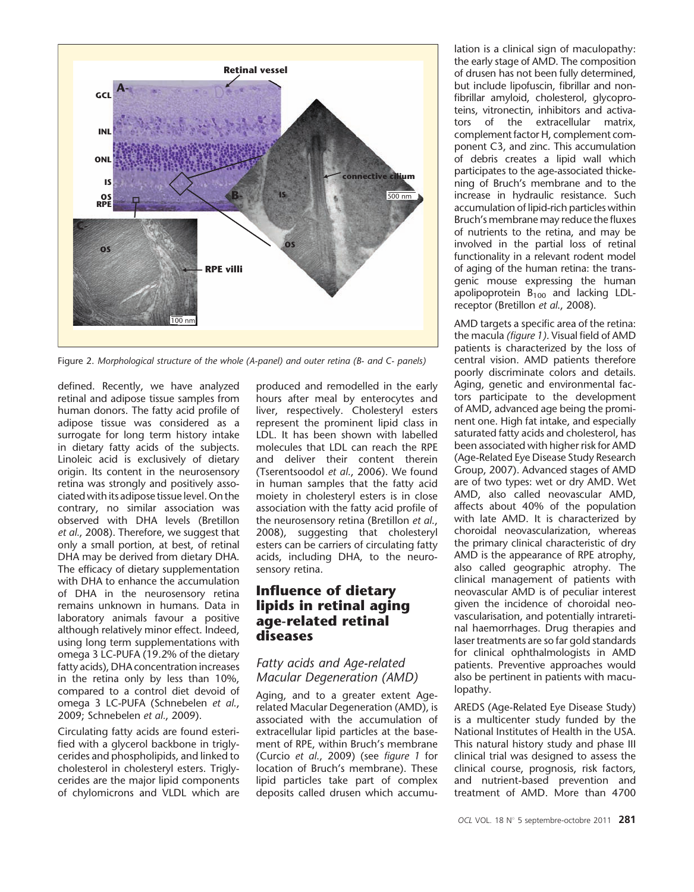Figure 2. *Morphological structure of the whole (A-panel) and outer retina (B- and C- panels)*

defined. Recently, we have analyzed retinal and adipose tissue samples from human donors. The fatty acid profile of adipose tissue was considered as a surrogate for long term history intake in dietary fatty acids of the subjects. Linoleic acid is exclusively of dietary origin. Its content in the neurosensory retina was strongly and positively associated with its adipose tissue level. On the contrary, no similar association was observed with DHA levels (Bretillon *et al.*, 2008). Therefore, we suggest that only a small portion, at best, of retinal DHA may be derived from dietary DHA. The efficacy of dietary supplementation with DHA to enhance the accumulation of DHA in the neurosensory retina remains unknown in humans. Data in laboratory animals favour a positive although relatively minor effect. Indeed, using long term supplementations with omega 3 LC-PUFA (19.2% of the dietary fatty acids), DHA concentration increases in the retina only by less than 10%, compared to a control diet devoid of omega 3 LC-PUFA (Schnebelen *et al.*, 2009; Schnebelen *et al.*, 2009).

Circulating fatty acids are found esterified with a glycerol backbone in triglycerides and phospholipids, and linked to cholesterol in cholesteryl esters. Triglycerides are the major lipid components of chylomicrons and VLDL which are produced and remodelled in the early hours after meal by enterocytes and liver, respectively. Cholesteryl esters represent the prominent lipid class in LDL. It has been shown with labelled molecules that LDL can reach the RPE and deliver their content therein (Tserentsoodol *et al.*, 2006). We found in human samples that the fatty acid moiety in cholesteryl esters is in close association with the fatty acid profile of the neurosensory retina (Bretillon *et al.*, 2008), suggesting that cholesteryl esters can be carriers of circulating fatty acids, including DHA, to the neurosensory retina.

## Influence of dietary lipids in retinal aging age-related retinal diseases

### *Fatty acids and Age-related Macular Degeneration (AMD)*

Aging, and to a greater extent Age-related Macular Degeneration (AMD), is associated with the accumulation of extracellular lipid particles at the basement of RPE, within Bruch's membrane (Curcio *et al.*, 2009) (see *figure 1* for location of Bruch's membrane). These lipid particles take part of complex deposits called drusen which accumulation is a clinical sign of maculopathy: the early stage of AMD. The composition of drusen has not been fully determined, but include lipofuscin, fibrillar and non-fibrillar amyloid, cholesterol, glycoproteins, vitronectin, inhibitors and activators of the extracellular matrix, complement factor H, complement component C3, and zinc. This accumulation of debris creates a lipid wall which participates to the age-associated thickening of Bruch's membrane and to the increase in hydraulic resistance. Such accumulation of lipid-rich particles within Bruch's membrane may reduce the fluxes of nutrients to the retina, and may be involved in the partial loss of retinal functionality in a relevant rodent model of aging of the human retina: the transgenic mouse expressing the human apolipoprotein $B_{100}$ and lacking LDL-receptor (Bretillon *et al.*, 2008).

AMD targets a specific area of the retina: the macula *(figure 1)*. Visual field of AMD patients is characterized by the loss of central vision. AMD patients therefore poorly discriminate colors and details. Aging, genetic and environmental factors participate to the development of AMD, advanced age being the prominent one. High fat intake, and especially saturated fatty acids and cholesterol, has been associated with higher risk for AMD (Age-Related Eye Disease Study Research Group, 2007). Advanced stages of AMD are of two types: wet or dry AMD. Wet AMD, also called neovascular AMD, affects about 40% of the population with late AMD. It is characterized by choroidal neovascularization, whereas the primary clinical characteristic of dry AMD is the appearance of RPE atrophy, also called geographic atrophy. The clinical management of patients with neovascular AMD is of peculiar interest given the incidence of choroidal neovascularisation, and potentially intraretinal haemorrhages. Drug therapies and laser treatments are so far gold standards for clinical ophthalmologists in AMD patients. Preventive approaches would also be pertinent in patients with maculopathy.

AREDS (Age-Related Eye Disease Study) is a multicenter study funded by the National Institutes of Health in the USA. This natural history study and phase III clinical trial was designed to assess the clinical course, prognosis, risk factors, and nutrient-based prevention and treatment of AMD. More than 4700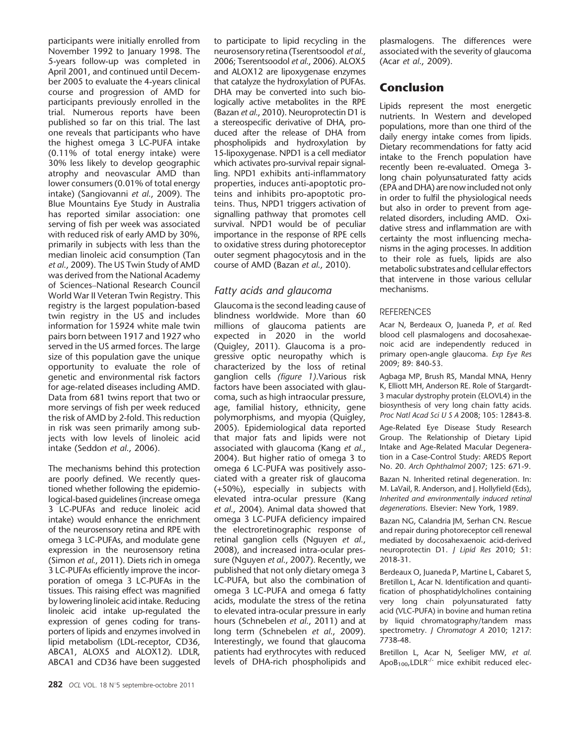participants were initially enrolled from November 1992 to January 1998. The 5-years follow-up was completed in April 2001, and continued until December 2005 to evaluate the 4-years clinical course and progression of AMD for participants previously enrolled in the trial. Numerous reports have been published so far on this trial. The last one reveals that participants who have the highest omega 3 LC-PUFA intake (0.11% of total energy intake) were 30% less likely to develop geographic atrophy and neovascular AMD than lower consumers (0.01% of total energy intake) (Sangiovanni *et al.*, 2009). The Blue Mountains Eye Study in Australia has reported similar association: one serving of fish per week was associated with reduced risk of early AMD by 30%, primarily in subjects with less than the median linoleic acid consumption (Tan *et al.*, 2009). The US Twin Study of AMD was derived from the National Academy of Sciences–National Research Council World War II Veteran Twin Registry. This registry is the largest population-based twin registry in the US and includes information for 15924 white male twin pairs born between 1917 and 1927 who served in the US armed forces. The large size of this population gave the unique opportunity to evaluate the role of genetic and environmental risk factors for age-related diseases including AMD. Data from 681 twins report that two or more servings of fish per week reduced the risk of AMD by 2-fold. This reduction in risk was seen primarily among subjects with low levels of linoleic acid intake (Seddon *et al.*, 2006).

The mechanisms behind this protection are poorly defined. We recently questioned whether following the epidemiological-based guidelines (increase omega 3 LC-PUFAs and reduce linoleic acid intake) would enhance the enrichment of the neurosensory retina and RPE with omega 3 LC-PUFAs, and modulate gene expression in the neurosensory retina (Simon *et al.*, 2011). Diets rich in omega 3 LC-PUFAs efficiently improve the incorporation of omega 3 LC-PUFAs in the tissues. This raising effect was magnified by lowering linoleic acid intake. Reducing linoleic acid intake up-regulated the expression of genes coding for transporters of lipids and enzymes involved in lipid metabolism (LDL-receptor, CD36, ABCA1, ALOX5 and ALOX12). LDLR, ABCA1 and CD36 have been suggested to participate to lipid recycling in the neurosensory retina (Tserentsoodol *et al.*, 2006; Tserentsoodol *et al.*, 2006). ALOX5 and ALOX12 are lipoxygenase enzymes that catalyze the hydroxylation of PUFAs. DHA may be converted into such biologically active metabolites in the RPE (Bazan *et al.*, 2010). Neuroprotectin D1 is a stereospecific derivative of DHA, produced after the release of DHA from phospholipids and hydroxylation by 15-lipoxygenase. NPD1 is a cell mediator which activates pro-survival repair signalling. NPD1 exhibits anti-inflammatory properties, induces anti-apoptotic proteins and inhibits pro-apoptotic proteins. Thus, NPD1 triggers activation of signalling pathway that promotes cell survival. NPD1 would be of peculiar importance in the response of RPE cells to oxidative stress during photoreceptor outer segment phagocytosis and in the course of AMD (Bazan *et al.*, 2010).

### *Fatty acids and glaucoma*

Glaucoma is the second leading cause of blindness worldwide. More than 60 millions of glaucoma patients are expected in 2020 in the world (Quigley, 2011). Glaucoma is a progressive optic neuropathy which is characterized by the loss of retinal ganglion cells *(figure 1)*.Various risk factors have been associated with glaucoma, such as high intraocular pressure, age, familial history, ethnicity, gene polymorphisms, and myopia (Quigley, 2005). Epidemiological data reported that major fats and lipids were not associated with glaucoma (Kang *et al.*, 2004). But higher ratio of omega 3 to omega 6 LC-PUFA was positively associated with a greater risk of glaucoma (+50%), especially in subjects with elevated intra-ocular pressure (Kang *et al.*, 2004). Animal data showed that omega 3 LC-PUFA deficiency impaired the electroretinographic response of retinal ganglion cells (Nguyen *et al.*, 2008), and increased intra-ocular pressure (Nguyen *et al.*, 2007). Recently, we published that not only dietary omega 3 LC-PUFA, but also the combination of omega 3 LC-PUFA and omega 6 fatty acids, modulate the stress of the retina to elevated intra-ocular pressure in early hours (Schnebelen *et al.*, 2011) and at long term (Schnebelen *et al.*, 2009). Interestingly, we found that glaucoma patients had erythrocytes with reduced levels of DHA-rich phospholipids and plasmalogens. The differences were associated with the severity of glaucoma (Acar *et al.*, 2009).

## Conclusion

Lipids represent the most energetic nutrients. In Western and developed populations, more than one third of the daily energy intake comes from lipids. Dietary recommendations for fatty acid intake to the French population have recently been re-evaluated. Omega 3-long chain polyunsaturated fatty acids (EPA and DHA) are now included not only in order to fulfil the physiological needs but also in order to prevent from age-related disorders, including AMD. Oxidative stress and inflammation are with certainty the most influencing mechanisms in the aging processes. In addition to their role as fuels, lipids are also metabolic substrates and cellular effectors that intervene in those various cellular mechanisms.

### REFERENCES

Acar N, Berdeaux O, Juaneda P, *et al.* Red blood cell plasmalogens and docosahexaenoic acid are independently reduced in primary open-angle glaucoma. *Exp Eye Res* 2009; 89: 840-53.

Agbaga MP, Brush RS, Mandal MNA, Henry K, Elliott MH, Anderson RE. Role of Stargardt-3 macular dystrophy protein (ELOVL4) in the biosynthesis of very long chain fatty acids. *Proc Natl Acad Sci U S A* 2008; 105: 12843-8.

Age-Related Eye Disease Study Research Group. The Relationship of Dietary Lipid Intake and Age-Related Macular Degeneration in a Case-Control Study: AREDS Report No. 20. *Arch Ophthalmol* 2007; 125: 671-9.

Bazan N. Inherited retinal degeneration. In: M. LaVail, R. Anderson, and J. Hollyfield (Eds), *Inherited and environmentally induced retinal degenerations*. Elsevier: New York, 1989.

Bazan NG, Calandria JM, Serhan CN. Rescue and repair during photoreceptor cell renewal mediated by docosahexaenoic acid-derived neuroprotectin D1. *J Lipid Res* 2010; 51: 2018-31.

Berdeaux O, Juaneda P, Martine L, Cabaret S, Bretillon L, Acar N. Identification and quantification of phosphatidylcholines containing very long chain polyunsaturated fatty acid (VLC-PUFA) in bovine and human retina by liquid chromatography/tandem mass spectrometry. *J Chromatogr A* 2010; 1217: 7738-48.

Bretillon L, Acar N, Seeliger MW, *et al.* $ApoB_{100}$,$LDLR^{-/-}$ mice exhibit reduced elec-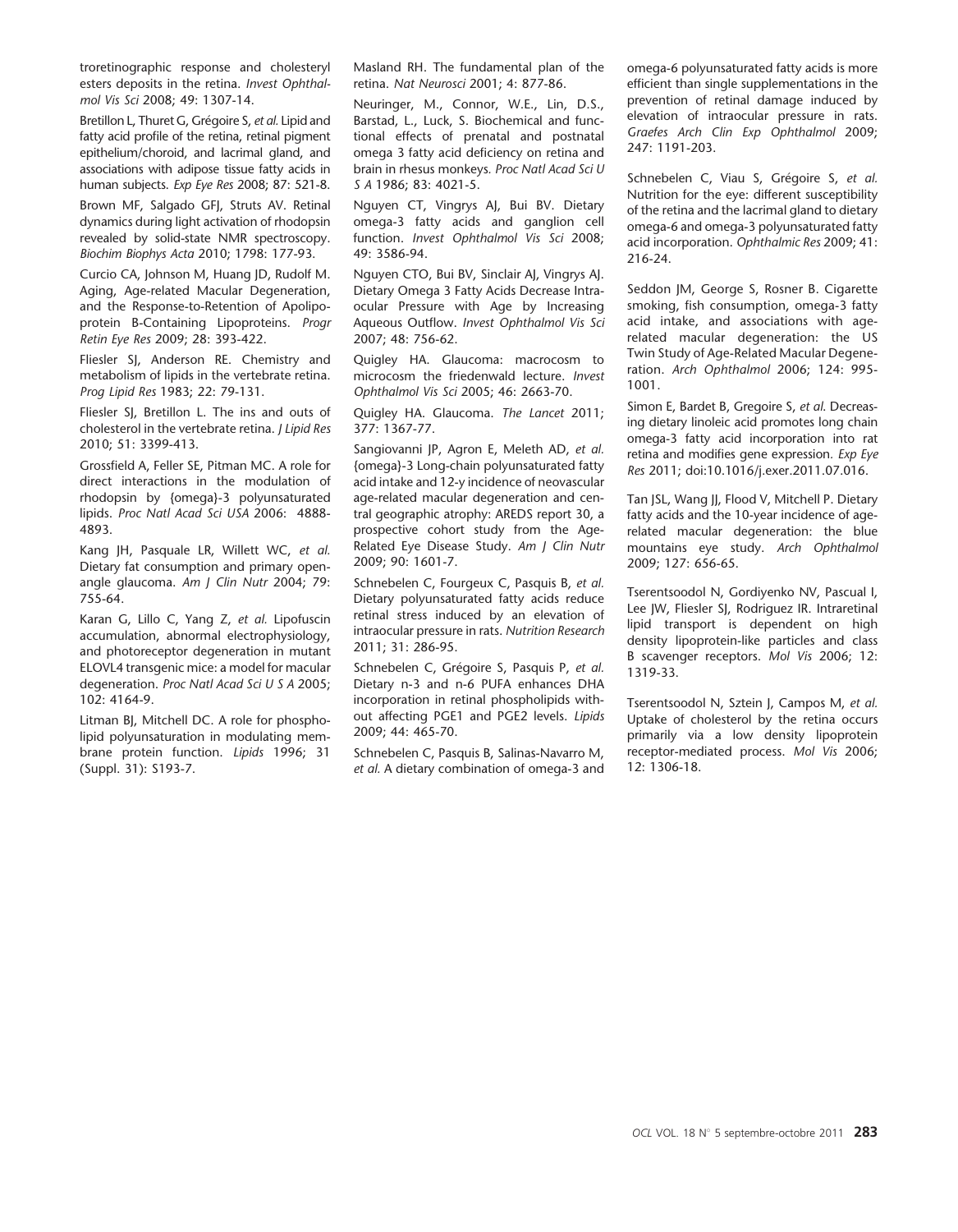troretinographic response and cholesteryl esters deposits in the retina. *Invest Ophthalmol Vis Sci* 2008; 49: 1307-14.

Bretillon L, Thuret G, Grégoire S, *et al.* Lipid and fatty acid profile of the retina, retinal pigment epithelium/choroid, and lacrimal gland, and associations with adipose tissue fatty acids in human subjects. *Exp Eye Res* 2008; 87: 521-8.

Brown MF, Salgado GFJ, Struts AV. Retinal dynamics during light activation of rhodopsin revealed by solid-state NMR spectroscopy. *Biochim Biophys Acta* 2010; 1798: 177-93.

Curcio CA, Johnson M, Huang JD, Rudolf M. Aging, Age-related Macular Degeneration, and the Response-to-Retention of Apolipoprotein B-Containing Lipoproteins. *Progr Retin Eye Res* 2009; 28: 393-422.

Fliesler SJ, Anderson RE. Chemistry and metabolism of lipids in the vertebrate retina. *Prog Lipid Res* 1983; 22: 79-131.

Fliesler SJ, Bretillon L. The ins and outs of cholesterol in the vertebrate retina. *J Lipid Res* 2010; 51: 3399-413.

Grossfield A, Feller SE, Pitman MC. A role for direct interactions in the modulation of rhodopsin by {omega}-3 polyunsaturated lipids. *Proc Natl Acad Sci USA* 2006: 4888-4893.

Kang JH, Pasquale LR, Willett WC, *et al.* Dietary fat consumption and primary open-angle glaucoma. *Am J Clin Nutr* 2004; 79: 755-64.

Karan G, Lillo C, Yang Z, *et al.* Lipofuscin accumulation, abnormal electrophysiology, and photoreceptor degeneration in mutant ELOVL4 transgenic mice: a model for macular degeneration. *Proc Natl Acad Sci U S A* 2005; 102: 4164-9.

Litman BJ, Mitchell DC. A role for phospholipid polyunsaturation in modulating membrane protein function. *Lipids* 1996; 31 (Suppl. 31): S193-7.

Masland RH. The fundamental plan of the retina. *Nat Neurosci* 2001; 4: 877-86.

Neuringer, M., Connor, W.E., Lin, D.S., Barstad, L., Luck, S. Biochemical and functional effects of prenatal and postnatal omega 3 fatty acid deficiency on retina and brain in rhesus monkeys. *Proc Natl Acad Sci U S A* 1986; 83: 4021-5.

Nguyen CT, Vingrys AJ, Bui BV. Dietary omega-3 fatty acids and ganglion cell function. *Invest Ophthalmol Vis Sci* 2008; 49: 3586-94.

Nguyen CTO, Bui BV, Sinclair AJ, Vingrys AJ. Dietary Omega 3 Fatty Acids Decrease Intraocular Pressure with Age by Increasing Aqueous Outflow. *Invest Ophthalmol Vis Sci* 2007; 48: 756-62.

Quigley HA. Glaucoma: macrocosm to microcosm the friedenwald lecture. *Invest Ophthalmol Vis Sci* 2005; 46: 2663-70.

Quigley HA. Glaucoma. *The Lancet* 2011; 377: 1367-77.

Sangiovanni JP, Agron E, Meleth AD, *et al.* {omega}-3 Long-chain polyunsaturated fatty acid intake and 12-y incidence of neovascular age-related macular degeneration and central geographic atrophy: AREDS report 30, a prospective cohort study from the Age-Related Eye Disease Study. *Am J Clin Nutr* 2009; 90: 1601-7.

Schnebelen C, Fourgeux C, Pasquis B, *et al.* Dietary polyunsaturated fatty acids reduce retinal stress induced by an elevation of intraocular pressure in rats. *Nutrition Research* 2011; 31: 286-95.

Schnebelen C, Grégoire S, Pasquis P, *et al.* Dietary n-3 and n-6 PUFA enhances DHA incorporation in retinal phospholipids without affecting PGE1 and PGE2 levels. *Lipids* 2009; 44: 465-70.

Schnebelen C, Pasquis B, Salinas-Navarro M, *et al.* A dietary combination of omega-3 and omega-6 polyunsaturated fatty acids is more efficient than single supplementations in the prevention of retinal damage induced by elevation of intraocular pressure in rats. *Graefes Arch Clin Exp Ophthalmol* 2009; 247: 1191-203.

Schnebelen C, Viau S, Grégoire S, *et al.* Nutrition for the eye: different susceptibility of the retina and the lacrimal gland to dietary omega-6 and omega-3 polyunsaturated fatty acid incorporation. *Ophthalmic Res* 2009; 41: 216-24.

Seddon JM, George S, Rosner B. Cigarette smoking, fish consumption, omega-3 fatty acid intake, and associations with age-related macular degeneration: the US Twin Study of Age-Related Macular Degeneration. *Arch Ophthalmol* 2006; 124: 995-1001.

Simon E, Bardet B, Gregoire S, *et al.* Decreasing dietary linoleic acid promotes long chain omega-3 fatty acid incorporation into rat retina and modifies gene expression. *Exp Eye Res* 2011; doi:10.1016/j.exer.2011.07.016.

Tan JSL, Wang JJ, Flood V, Mitchell P. Dietary fatty acids and the 10-year incidence of age-related macular degeneration: the blue mountains eye study. *Arch Ophthalmol* 2009; 127: 656-65.

Tserentsoodol N, Gordiyenko NV, Pascual I, Lee JW, Fliesler SJ, Rodriguez IR. Intraretinal lipid transport is dependent on high density lipoprotein-like particles and class B scavenger receptors. *Mol Vis* 2006; 12: 1319-33.

Tserentsoodol N, Sztein J, Campos M, *et al.* Uptake of cholesterol by the retina occurs primarily via a low density lipoprotein receptor-mediated process. *Mol Vis* 2006; 12: 1306-18.